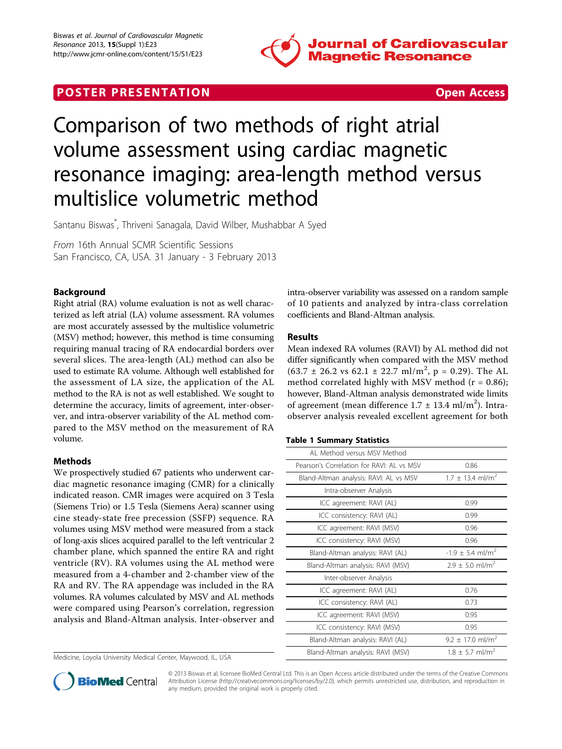**POSTER PRESENTATION** **Open Access**

# Comparison of two methods of right atrial volume assessment using cardiac magnetic resonance imaging: area-length method versus multislice volumetric method

Santanu Biswas*, Thriveni Sanagala, David Wilber, Mushabbar A Syed

*From* 16th Annual SCMR Scientific Sessions
San Francisco, CA, USA. 31 January - 3 February 2013

## Background

Right atrial (RA) volume evaluation is not as well characterized as left atrial (LA) volume assessment. RA volumes are most accurately assessed by the multislice volumetric (MSV) method; however, this method is time consuming requiring manual tracing of RA endocardial borders over several slices. The area-length (AL) method can also be used to estimate RA volume. Although well established for the assessment of LA size, the application of the AL method to the RA is not as well established. We sought to determine the accuracy, limits of agreement, inter-observer, and intra-observer variability of the AL method compared to the MSV method on the measurement of RA volume.

## Methods

We prospectively studied 67 patients who underwent cardiac magnetic resonance imaging (CMR) for a clinically indicated reason. CMR images were acquired on 3 Tesla (Siemens Trio) or 1.5 Tesla (Siemens Aera) scanner using cine steady-state free precession (SSFP) sequence. RA volumes using MSV method were measured from a stack of long-axis slices acquired parallel to the left ventricular 2 chamber plane, which spanned the entire RA and right ventricle (RV). RA volumes using the AL method were measured from a 4-chamber and 2-chamber view of the RA and RV. The RA appendage was included in the RA volumes. RA volumes calculated by MSV and AL methods were compared using Pearson's correlation, regression analysis and Bland-Altman analysis. Inter-observer and intra-observer variability was assessed on a random sample of 10 patients and analyzed by intra-class correlation coefficients and Bland-Altman analysis.

## Results

Mean indexed RA volumes (RAVI) by AL method did not differ significantly when compared with the MSV method ($63.7 \pm 26.2$ vs $62.1 \pm 22.7$ ml/m$^2$, $p = 0.29$). The AL method correlated highly with MSV method ($r = 0.86$); however, Bland-Altman analysis demonstrated wide limits of agreement (mean difference $1.7 \pm 13.4$ ml/m$^2$). Intra-observer analysis revealed excellent agreement for both

**Table 1 Summary Statistics**

| AL Method versus MSV Method | |
|---|---|
| Pearson's Correlation for RAVI: AL vs MSV | 0.86 |
| Bland-Altman analysis: RAVI: AL vs MSV | $1.7 \pm 13.4$ ml/m$^2$ |
| **Intra-observer Analysis** | |
| ICC agreement: RAVI (AL) | 0.99 |
| ICC consistency: RAVI (AL) | 0.99 |
| ICC agreement: RAVI (MSV) | 0.96 |
| ICC consistency: RAVI (MSV) | 0.96 |
| Bland-Altman analysis: RAVI (AL) | $-1.9 \pm 5.4$ ml/m$^2$ |
| Bland-Altman analysis: RAVI (MSV) | $2.9 \pm 5.0$ ml/m$^2$ |
| **Inter-observer Analysis** | |
| ICC agreement: RAVI (AL) | 0.76 |
| ICC consistency: RAVI (AL) | 0.73 |
| ICC agreement: RAVI (MSV) | 0.95 |
| ICC consistency: RAVI (MSV) | 0.95 |
| Bland-Altman analysis: RAVI (AL) | $9.2 \pm 17.0$ ml/m$^2$ |
| Bland-Altman analysis: RAVI (MSV) | $1.8 \pm 5.7$ ml/m$^2$ |

Medicine, Loyola University Medical Center, Maywood, IL, USA

© 2013 Biswas et al; licensee BioMed Central Ltd. This is an Open Access article distributed under the terms of the Creative Commons Attribution License (http://creativecommons.org/licenses/by/2.0), which permits unrestricted use, distribution, and reproduction in any medium, provided the original work is properly cited.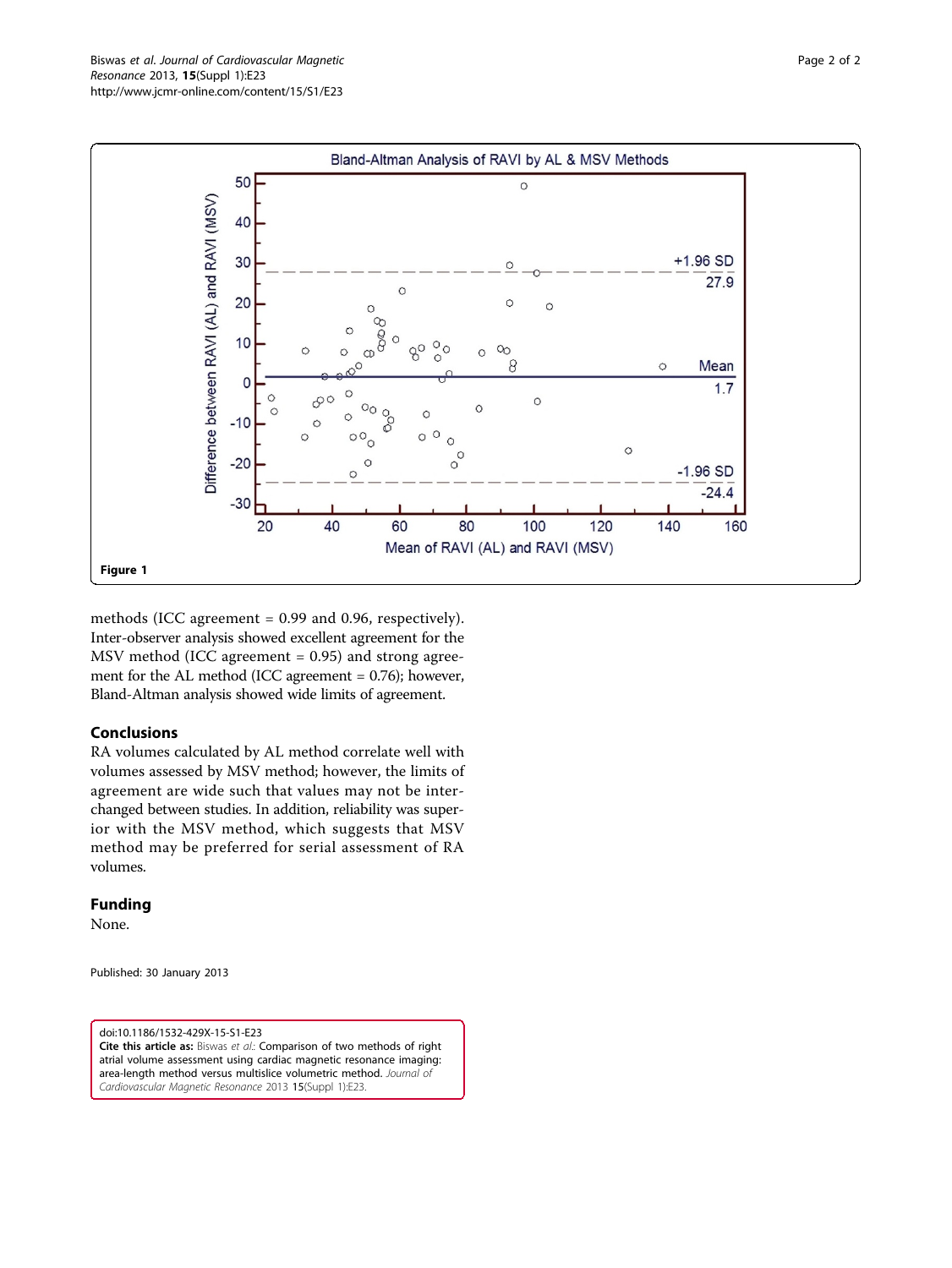Bland-Altman Analysis of RAVI by AL & MSV Methods

Difference between RAVI (AL) and RAVI (MSV)

50
40
30
20
10
0
-10
-20
-30

+1.96 SD
27.9

Mean
1.7

-1.96 SD
-24.4

20 40 60 80 100 120 140 160

Mean of RAVI (AL) and RAVI (MSV)

**Figure 1**

methods (ICC agreement = 0.99 and 0.96, respectively). Inter-observer analysis showed excellent agreement for the MSV method (ICC agreement = 0.95) and strong agreement for the AL method (ICC agreement = 0.76); however, Bland-Altman analysis showed wide limits of agreement.

## Conclusions

RA volumes calculated by AL method correlate well with volumes assessed by MSV method; however, the limits of agreement are wide such that values may not be interchanged between studies. In addition, reliability was superior with the MSV method, which suggests that MSV method may be preferred for serial assessment of RA volumes.

## Funding

None.

Published: 30 January 2013

doi:10.1186/1532-429X-15-S1-E23

**Cite this article as:** Biswas *et al.*: Comparison of two methods of right atrial volume assessment using cardiac magnetic resonance imaging: area-length method versus multislice volumetric method. *Journal of Cardiovascular Magnetic Resonance* 2013 **15**(Suppl 1):E23.